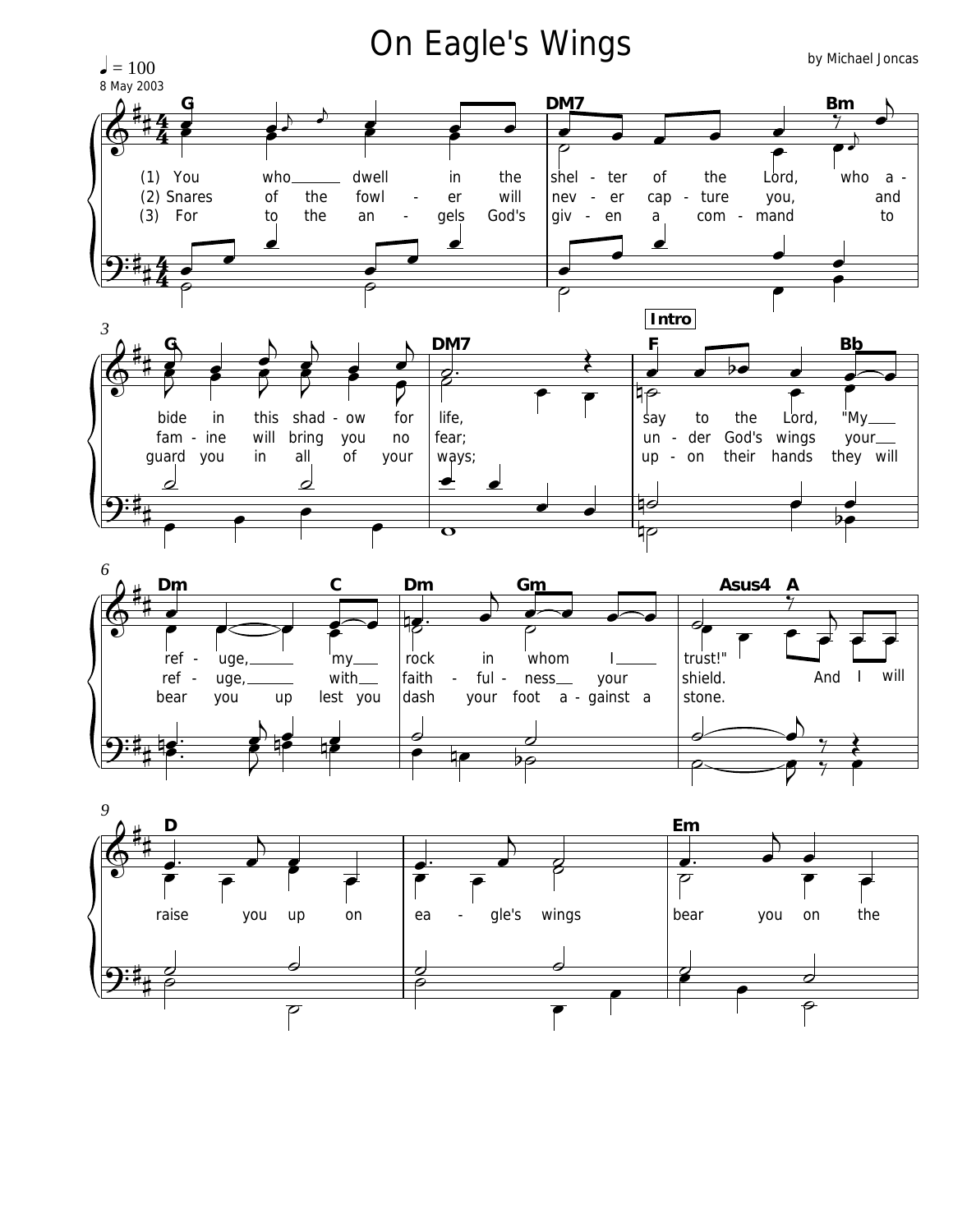# On Eagle's Wings

by Michael Joncas

♩ = 100

8 May 2003

G — DM7 — Bm

(1) You who dwell in the shel - ter of the Lord, who a -
(2) Snares of the fowl - er will nev - er cap - ture you, and
(3) For to the an - gels God's giv - en a com - mand to

G — DM7 — **Intro** F — Bb

bide in this shad - ow for life, say to the Lord, "My
fam - ine will bring you no fear; un - der God's wings your
guard you in all of your ways; up - on their hands they will

Dm — C — Dm — Gm — Asus4 A

ref - uge, my rock in whom I trust!"
ref - uge, with faith - ful - ness your shield. And I will
bear you up lest you dash your foot a - gainst a stone.

D — Em

raise you up on ea - gle's wings bear you on the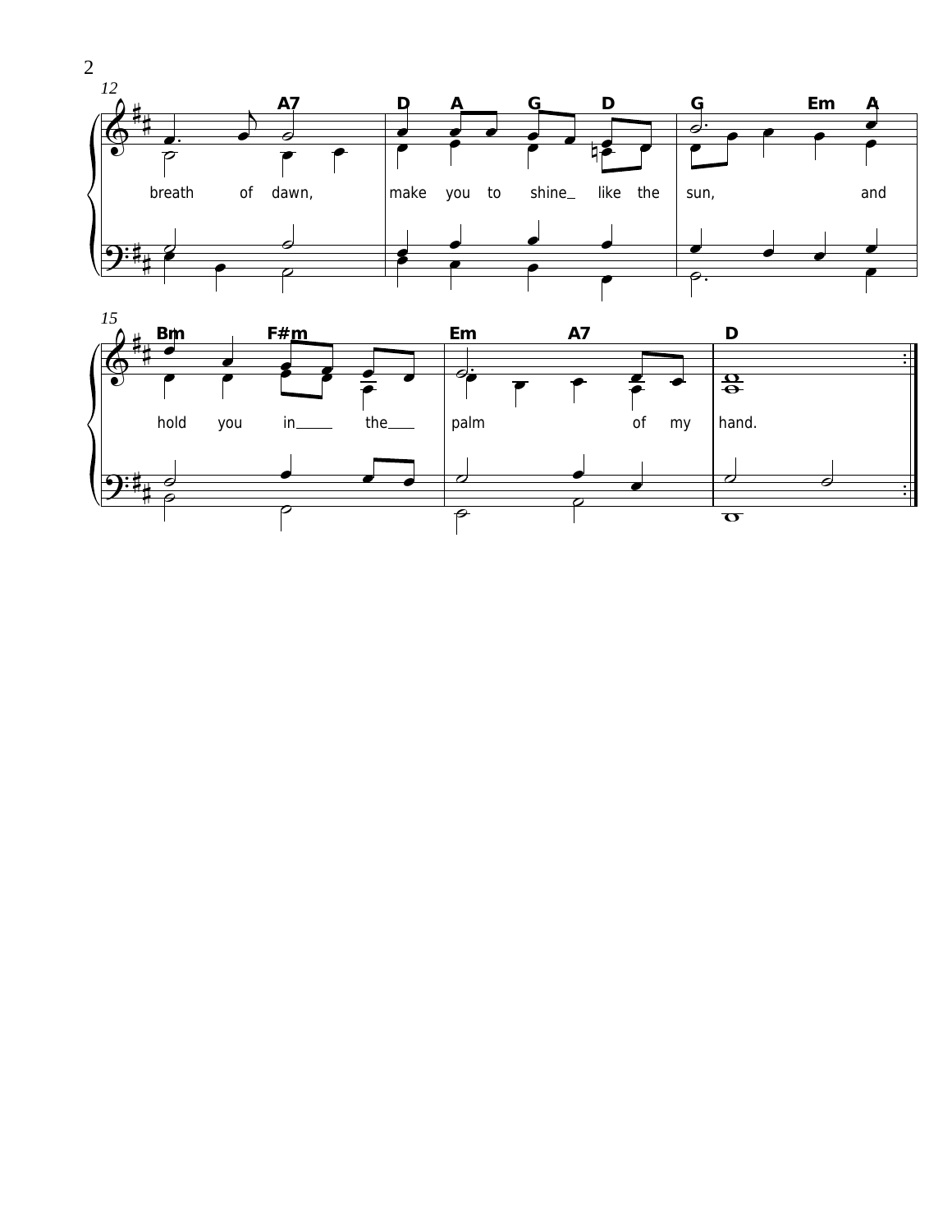12

A7 D A G D G Em A

breath of dawn, make you to shine like the sun, and

15

Bm F#m Em A7 D

hold you in the palm of my hand.